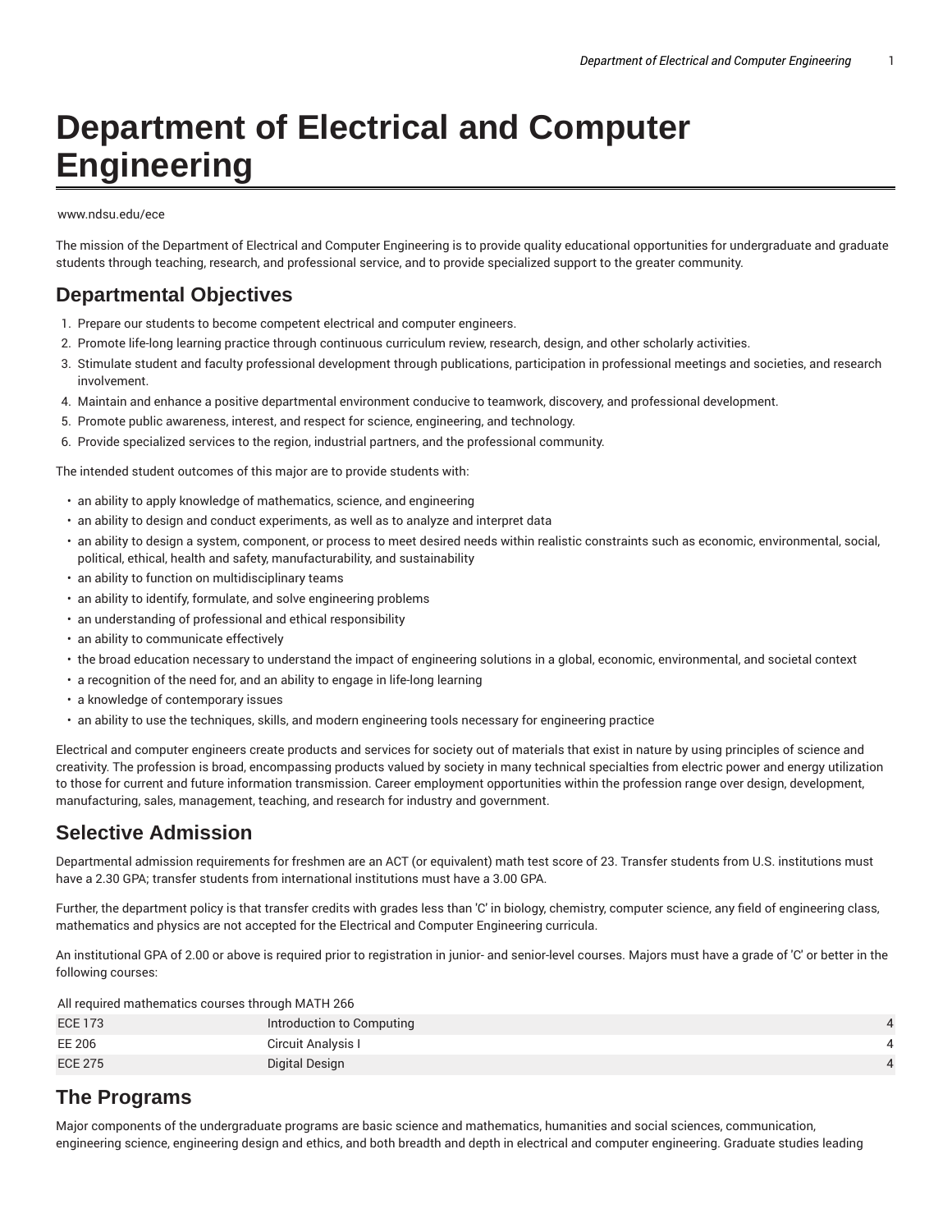# Department of Electrical and Computer Engineering

www.ndsu.edu/ece

The mission of the Department of Electrical and Computer Engineering is to provide quality educational opportunities for undergraduate and graduate students through teaching, research, and professional service, and to provide specialized support to the greater community.

## Departmental Objectives

1. Prepare our students to become competent electrical and computer engineers.
2. Promote life-long learning practice through continuous curriculum review, research, design, and other scholarly activities.
3. Stimulate student and faculty professional development through publications, participation in professional meetings and societies, and research involvement.
4. Maintain and enhance a positive departmental environment conducive to teamwork, discovery, and professional development.
5. Promote public awareness, interest, and respect for science, engineering, and technology.
6. Provide specialized services to the region, industrial partners, and the professional community.

The intended student outcomes of this major are to provide students with:

- an ability to apply knowledge of mathematics, science, and engineering
- an ability to design and conduct experiments, as well as to analyze and interpret data
- an ability to design a system, component, or process to meet desired needs within realistic constraints such as economic, environmental, social, political, ethical, health and safety, manufacturability, and sustainability
- an ability to function on multidisciplinary teams
- an ability to identify, formulate, and solve engineering problems
- an understanding of professional and ethical responsibility
- an ability to communicate effectively
- the broad education necessary to understand the impact of engineering solutions in a global, economic, environmental, and societal context
- a recognition of the need for, and an ability to engage in life-long learning
- a knowledge of contemporary issues
- an ability to use the techniques, skills, and modern engineering tools necessary for engineering practice

Electrical and computer engineers create products and services for society out of materials that exist in nature by using principles of science and creativity. The profession is broad, encompassing products valued by society in many technical specialties from electric power and energy utilization to those for current and future information transmission. Career employment opportunities within the profession range over design, development, manufacturing, sales, management, teaching, and research for industry and government.

## Selective Admission

Departmental admission requirements for freshmen are an ACT (or equivalent) math test score of 23. Transfer students from U.S. institutions must have a 2.30 GPA; transfer students from international institutions must have a 3.00 GPA.

Further, the department policy is that transfer credits with grades less than 'C' in biology, chemistry, computer science, any field of engineering class, mathematics and physics are not accepted for the Electrical and Computer Engineering curricula.

An institutional GPA of 2.00 or above is required prior to registration in junior- and senior-level courses. Majors must have a grade of 'C' or better in the following courses:

| All required mathematics courses through MATH 266 | | |
|---|---|---|
| ECE 173 | Introduction to Computing | 4 |
| EE 206 | Circuit Analysis I | 4 |
| ECE 275 | Digital Design | 4 |

## The Programs

Major components of the undergraduate programs are basic science and mathematics, humanities and social sciences, communication, engineering science, engineering design and ethics, and both breadth and depth in electrical and computer engineering. Graduate studies leading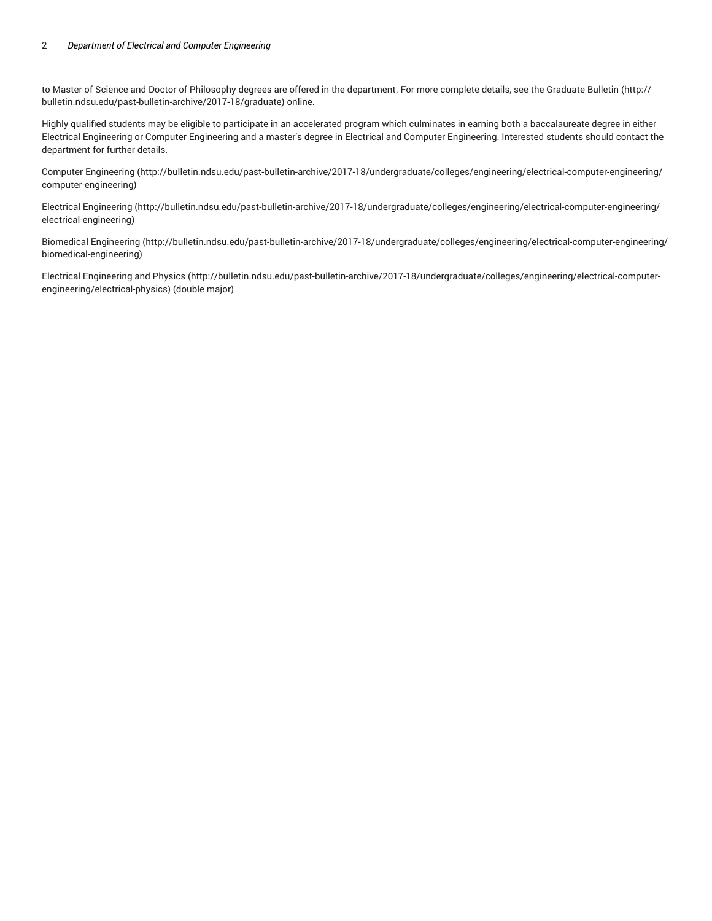to Master of Science and Doctor of Philosophy degrees are offered in the department. For more complete details, see the Graduate Bulletin (http://bulletin.ndsu.edu/past-bulletin-archive/2017-18/graduate) online.

Highly qualified students may be eligible to participate in an accelerated program which culminates in earning both a baccalaureate degree in either Electrical Engineering or Computer Engineering and a master's degree in Electrical and Computer Engineering. Interested students should contact the department for further details.

Computer Engineering (http://bulletin.ndsu.edu/past-bulletin-archive/2017-18/undergraduate/colleges/engineering/electrical-computer-engineering/computer-engineering)

Electrical Engineering (http://bulletin.ndsu.edu/past-bulletin-archive/2017-18/undergraduate/colleges/engineering/electrical-computer-engineering/electrical-engineering)

Biomedical Engineering (http://bulletin.ndsu.edu/past-bulletin-archive/2017-18/undergraduate/colleges/engineering/electrical-computer-engineering/biomedical-engineering)

Electrical Engineering and Physics (http://bulletin.ndsu.edu/past-bulletin-archive/2017-18/undergraduate/colleges/engineering/electrical-computer-engineering/electrical-physics) (double major)